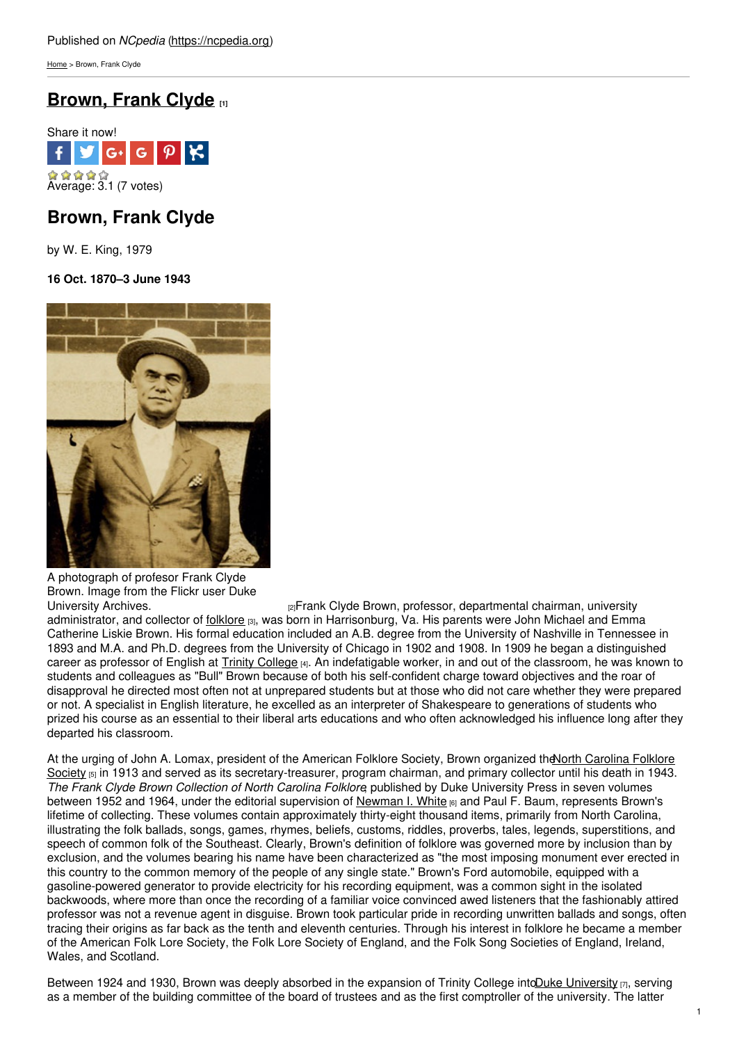Published on *NCpedia* (https://ncpedia.org)

Home > Brown, Frank Clyde

# Brown, Frank Clyde [1]

Share it now!

Average: 3.1 (7 votes)

## Brown, Frank Clyde

by W. E. King, 1979

**16 Oct. 1870–3 June 1943**

A photograph of profesor Frank Clyde Brown. Image from the Flickr user Duke University Archives. [2]

Frank Clyde Brown, professor, departmental chairman, university administrator, and collector of folklore [3], was born in Harrisonburg, Va. His parents were John Michael and Emma Catherine Liskie Brown. His formal education included an A.B. degree from the University of Nashville in Tennessee in 1893 and M.A. and Ph.D. degrees from the University of Chicago in 1902 and 1908. In 1909 he began a distinguished career as professor of English at Trinity College [4]. An indefatigable worker, in and out of the classroom, he was known to students and colleagues as "Bull" Brown because of both his self-confident charge toward objectives and the roar of disapproval he directed most often not at unprepared students but at those who did not care whether they were prepared or not. A specialist in English literature, he excelled as an interpreter of Shakespeare to generations of students who prized his course as an essential to their liberal arts educations and who often acknowledged his influence long after they departed his classroom.

At the urging of John A. Lomax, president of the American Folklore Society, Brown organized the North Carolina Folklore Society [5] in 1913 and served as its secretary-treasurer, program chairman, and primary collector until his death in 1943. *The Frank Clyde Brown Collection of North Carolina Folklore*, published by Duke University Press in seven volumes between 1952 and 1964, under the editorial supervision of Newman I. White [6] and Paul F. Baum, represents Brown's lifetime of collecting. These volumes contain approximately thirty-eight thousand items, primarily from North Carolina, illustrating the folk ballads, songs, games, rhymes, beliefs, customs, riddles, proverbs, tales, legends, superstitions, and speech of common folk of the Southeast. Clearly, Brown's definition of folklore was governed more by inclusion than by exclusion, and the volumes bearing his name have been characterized as "the most imposing monument ever erected in this country to the common memory of the people of any single state." Brown's Ford automobile, equipped with a gasoline-powered generator to provide electricity for his recording equipment, was a common sight in the isolated backwoods, where more than once the recording of a familiar voice convinced awed listeners that the fashionably attired professor was not a revenue agent in disguise. Brown took particular pride in recording unwritten ballads and songs, often tracing their origins as far back as the tenth and eleventh centuries. Through his interest in folklore he became a member of the American Folk Lore Society, the Folk Lore Society of England, and the Folk Song Societies of England, Ireland, Wales, and Scotland.

Between 1924 and 1930, Brown was deeply absorbed in the expansion of Trinity College into Duke University [7], serving as a member of the building committee of the board of trustees and as the first comptroller of the university. The latter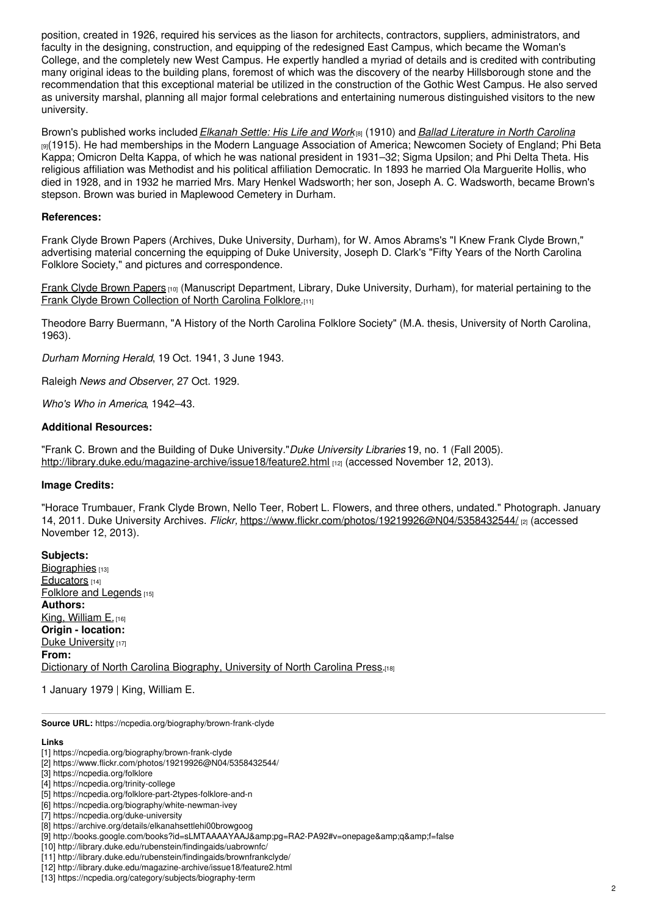position, created in 1926, required his services as the liason for architects, contractors, suppliers, administrators, and faculty in the designing, construction, and equipping of the redesigned East Campus, which became the Woman's College, and the completely new West Campus. He expertly handled a myriad of details and is credited with contributing many original ideas to the building plans, foremost of which was the discovery of the nearby Hillsborough stone and the recommendation that this exceptional material be utilized in the construction of the Gothic West Campus. He also served as university marshal, planning all major formal celebrations and entertaining numerous distinguished visitors to the new university.

Brown's published works included *Elkanah Settle: His Life and Work*[8] (1910) and *Ballad Literature in North Carolina*[9](1915). He had memberships in the Modern Language Association of America; Newcomen Society of England; Phi Beta Kappa; Omicron Delta Kappa, of which he was national president in 1931–32; Sigma Upsilon; and Phi Delta Theta. His religious affiliation was Methodist and his political affiliation Democratic. In 1893 he married Ola Marguerite Hollis, who died in 1928, and in 1932 he married Mrs. Mary Henkel Wadsworth; her son, Joseph A. C. Wadsworth, became Brown's stepson. Brown was buried in Maplewood Cemetery in Durham.

**References:**

Frank Clyde Brown Papers (Archives, Duke University, Durham), for W. Amos Abrams's "I Knew Frank Clyde Brown," advertising material concerning the equipping of Duke University, Joseph D. Clark's "Fifty Years of the North Carolina Folklore Society," and pictures and correspondence.

Frank Clyde Brown Papers[10] (Manuscript Department, Library, Duke University, Durham), for material pertaining to the Frank Clyde Brown Collection of North Carolina Folklore.[11]

Theodore Barry Buermann, "A History of the North Carolina Folklore Society" (M.A. thesis, University of North Carolina, 1963).

*Durham Morning Herald*, 19 Oct. 1941, 3 June 1943.

Raleigh *News and Observer*, 27 Oct. 1929.

*Who's Who in America*, 1942–43.

**Additional Resources:**

"Frank C. Brown and the Building of Duke University."*Duke University Libraries* 19, no. 1 (Fall 2005). http://library.duke.edu/magazine-archive/issue18/feature2.html [12] (accessed November 12, 2013).

**Image Credits:**

"Horace Trumbauer, Frank Clyde Brown, Nello Teer, Robert L. Flowers, and three others, undated." Photograph. January 14, 2011. Duke University Archives. *Flickr,* https://www.flickr.com/photos/19219926@N04/5358432544/ [2] (accessed November 12, 2013).

**Subjects:**
Biographies [13]
Educators [14]
Folklore and Legends [15]
**Authors:**
King, William E. [16]
**Origin - location:**
Duke University [17]
**From:**
Dictionary of North Carolina Biography, University of North Carolina Press.[18]

1 January 1979 | King, William E.

**Source URL:** https://ncpedia.org/biography/brown-frank-clyde

**Links**

[1] https://ncpedia.org/biography/brown-frank-clyde
[2] https://www.flickr.com/photos/19219926@N04/5358432544/
[3] https://ncpedia.org/folklore
[4] https://ncpedia.org/trinity-college
[5] https://ncpedia.org/folklore-part-2types-folklore-and-n
[6] https://ncpedia.org/biography/white-newman-ivey
[7] https://ncpedia.org/duke-university
[8] https://archive.org/details/elkanahsettlehi00browgoog
[9] http://books.google.com/books?id=sLMTAAAAYAAJ&amp;pg=RA2-PA92#v=onepage&amp;q&amp;f=false
[10] http://library.duke.edu/rubenstein/findingaids/uabrownfc/
[11] http://library.duke.edu/rubenstein/findingaids/brownfrankclyde/
[12] http://library.duke.edu/magazine-archive/issue18/feature2.html
[13] https://ncpedia.org/category/subjects/biography-term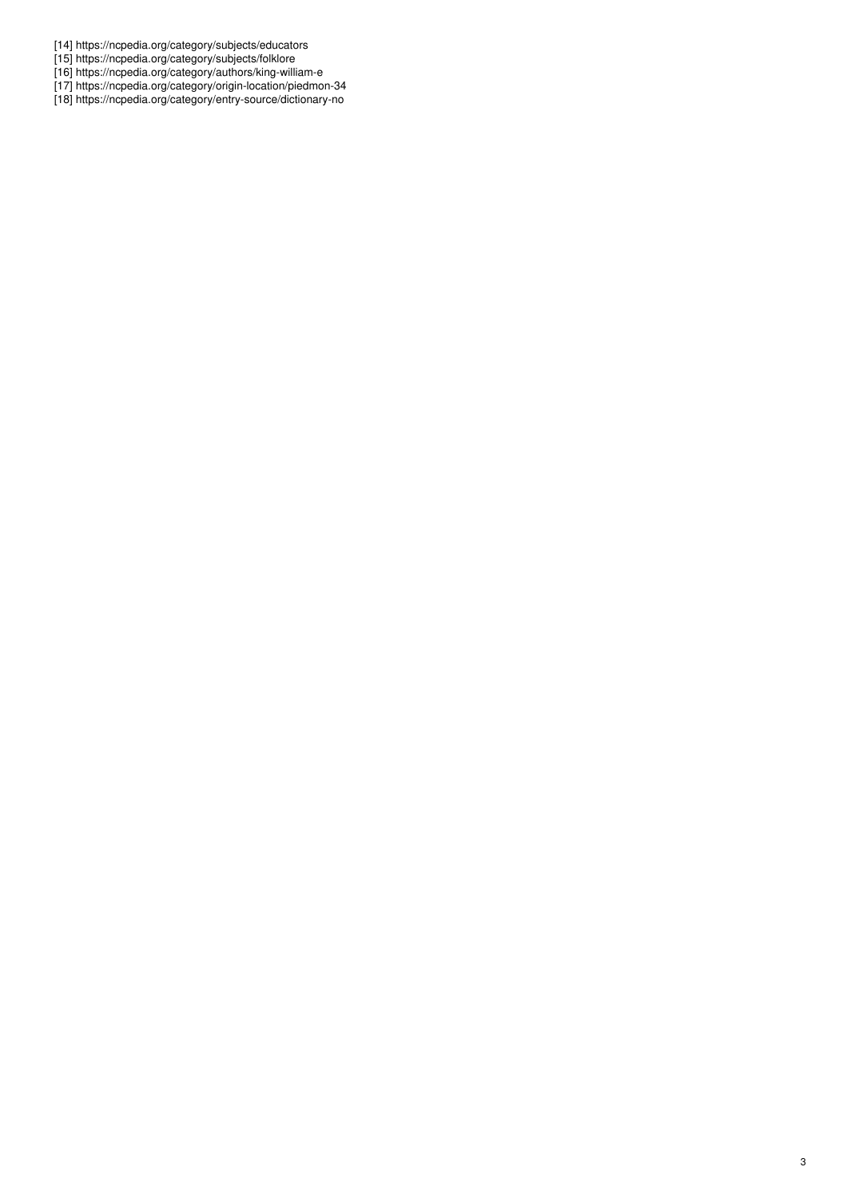[14] https://ncpedia.org/category/subjects/educators
[15] https://ncpedia.org/category/subjects/folklore
[16] https://ncpedia.org/category/authors/king-william-e
[17] https://ncpedia.org/category/origin-location/piedmon-34
[18] https://ncpedia.org/category/entry-source/dictionary-no